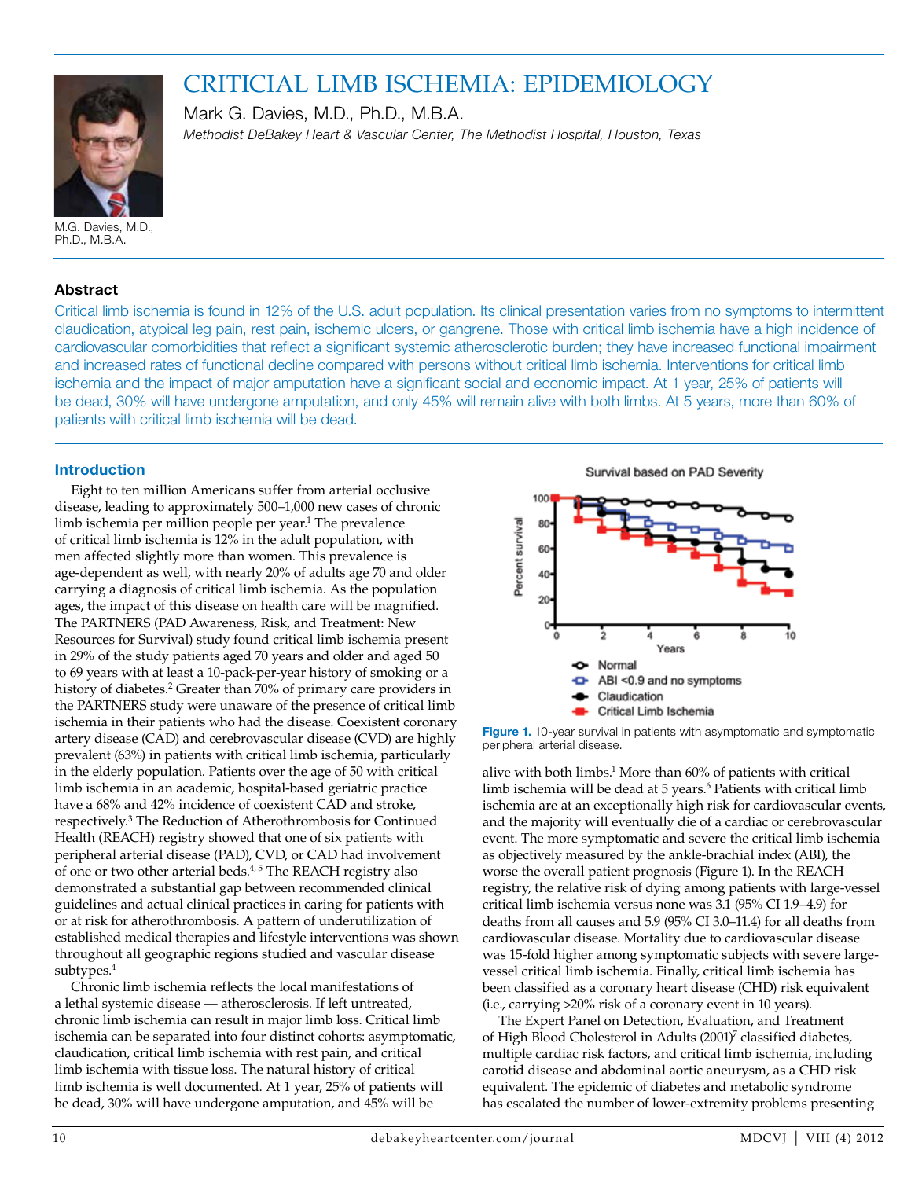# CRITICIAL LIMB ISCHEMIA: EPIDEMIOLOGY

Mark G. Davies, M.D., Ph.D., M.B.A.

*Methodist DeBakey Heart & Vascular Center, The Methodist Hospital, Houston, Texas*

M.G. Davies, M.D., Ph.D., M.B.A.

## Abstract

Critical limb ischemia is found in 12% of the U.S. adult population. Its clinical presentation varies from no symptoms to intermittent claudication, atypical leg pain, rest pain, ischemic ulcers, or gangrene. Those with critical limb ischemia have a high incidence of cardiovascular comorbidities that reflect a significant systemic atherosclerotic burden; they have increased functional impairment and increased rates of functional decline compared with persons without critical limb ischemia. Interventions for critical limb ischemia and the impact of major amputation have a significant social and economic impact. At 1 year, 25% of patients will be dead, 30% will have undergone amputation, and only 45% will remain alive with both limbs. At 5 years, more than 60% of patients with critical limb ischemia will be dead.

## Introduction

Eight to ten million Americans suffer from arterial occlusive disease, leading to approximately 500–1,000 new cases of chronic limb ischemia per million people per year.[1] The prevalence of critical limb ischemia is 12% in the adult population, with men affected slightly more than women. This prevalence is age-dependent as well, with nearly 20% of adults age 70 and older carrying a diagnosis of critical limb ischemia. As the population ages, the impact of this disease on health care will be magnified. The PARTNERS (PAD Awareness, Risk, and Treatment: New Resources for Survival) study found critical limb ischemia present in 29% of the study patients aged 70 years and older and aged 50 to 69 years with at least a 10-pack-per-year history of smoking or a history of diabetes.[2] Greater than 70% of primary care providers in the PARTNERS study were unaware of the presence of critical limb ischemia in their patients who had the disease. Coexistent coronary artery disease (CAD) and cerebrovascular disease (CVD) are highly prevalent (63%) in patients with critical limb ischemia, particularly in the elderly population. Patients over the age of 50 with critical limb ischemia in an academic, hospital-based geriatric practice have a 68% and 42% incidence of coexistent CAD and stroke, respectively.[3] The Reduction of Atherothrombosis for Continued Health (REACH) registry showed that one of six patients with peripheral arterial disease (PAD), CVD, or CAD had involvement of one or two other arterial beds.[4,5] The REACH registry also demonstrated a substantial gap between recommended clinical guidelines and actual clinical practices in caring for patients with or at risk for atherothrombosis. A pattern of underutilization of established medical therapies and lifestyle interventions was shown throughout all geographic regions studied and vascular disease subtypes.[4]

Chronic limb ischemia reflects the local manifestations of a lethal systemic disease — atherosclerosis. If left untreated, chronic limb ischemia can result in major limb loss. Critical limb ischemia can be separated into four distinct cohorts: asymptomatic, claudication, critical limb ischemia with rest pain, and critical limb ischemia with tissue loss. The natural history of critical limb ischemia is well documented. At 1 year, 25% of patients will be dead, 30% will have undergone amputation, and 45% will be alive with both limbs.[1] More than 60% of patients with critical limb ischemia will be dead at 5 years.[6] Patients with critical limb ischemia are at an exceptionally high risk for cardiovascular events, and the majority will eventually die of a cardiac or cerebrovascular event. The more symptomatic and severe the critical limb ischemia as objectively measured by the ankle-brachial index (ABI), the worse the overall patient prognosis (Figure 1). In the REACH registry, the relative risk of dying among patients with large-vessel critical limb ischemia versus none was 3.1 (95% CI 1.9–4.9) for deaths from all causes and 5.9 (95% CI 3.0–11.4) for all deaths from cardiovascular disease. Mortality due to cardiovascular disease was 15-fold higher among symptomatic subjects with severe large-vessel critical limb ischemia. Finally, critical limb ischemia has been classified as a coronary heart disease (CHD) risk equivalent (i.e., carrying >20% risk of a coronary event in 10 years).

**Figure 1.** 10-year survival in patients with asymptomatic and symptomatic peripheral arterial disease.

The Expert Panel on Detection, Evaluation, and Treatment of High Blood Cholesterol in Adults (2001)[7] classified diabetes, multiple cardiac risk factors, and critical limb ischemia, including carotid disease and abdominal aortic aneurysm, as a CHD risk equivalent. The epidemic of diabetes and metabolic syndrome has escalated the number of lower-extremity problems presenting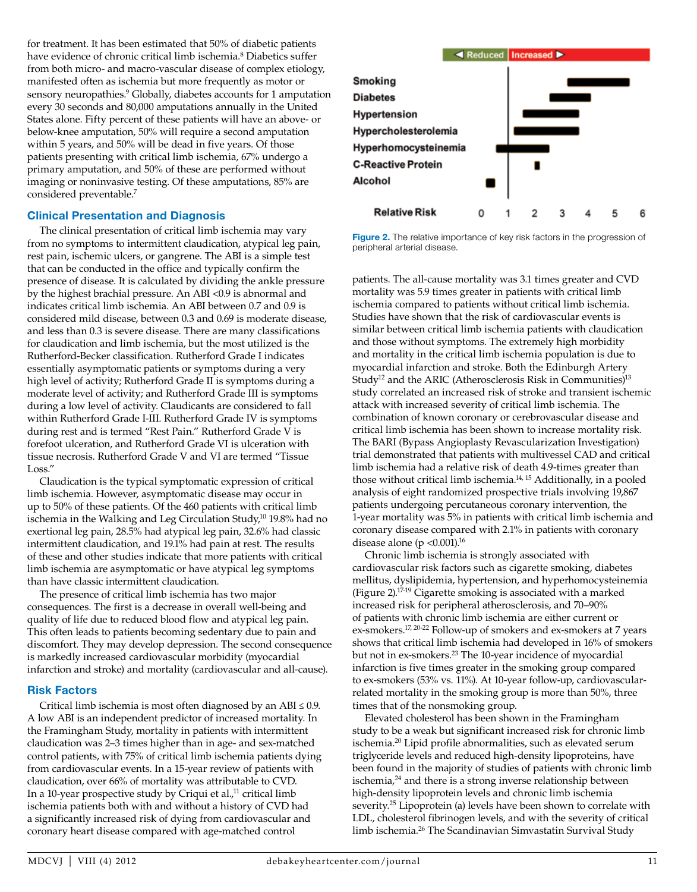for treatment. It has been estimated that 50% of diabetic patients have evidence of chronic critical limb ischemia.[8] Diabetics suffer from both micro- and macro-vascular disease of complex etiology, manifested often as ischemia but more frequently as motor or sensory neuropathies.[9] Globally, diabetes accounts for 1 amputation every 30 seconds and 80,000 amputations annually in the United States alone. Fifty percent of these patients will have an above- or below-knee amputation, 50% will require a second amputation within 5 years, and 50% will be dead in five years. Of those patients presenting with critical limb ischemia, 67% undergo a primary amputation, and 50% of these are performed without imaging or noninvasive testing. Of these amputations, 85% are considered preventable.[7]

## Clinical Presentation and Diagnosis

The clinical presentation of critical limb ischemia may vary from no symptoms to intermittent claudication, atypical leg pain, rest pain, ischemic ulcers, or gangrene. The ABI is a simple test that can be conducted in the office and typically confirm the presence of disease. It is calculated by dividing the ankle pressure by the highest brachial pressure. An ABI <0.9 is abnormal and indicates critical limb ischemia. An ABI between 0.7 and 0.9 is considered mild disease, between 0.3 and 0.69 is moderate disease, and less than 0.3 is severe disease. There are many classifications for claudication and limb ischemia, but the most utilized is the Rutherford-Becker classification. Rutherford Grade I indicates essentially asymptomatic patients or symptoms during a very high level of activity; Rutherford Grade II is symptoms during a moderate level of activity; and Rutherford Grade III is symptoms during a low level of activity. Claudicants are considered to fall within Rutherford Grade I-III. Rutherford Grade IV is symptoms during rest and is termed "Rest Pain." Rutherford Grade V is forefoot ulceration, and Rutherford Grade VI is ulceration with tissue necrosis. Rutherford Grade V and VI are termed "Tissue Loss."

Claudication is the typical symptomatic expression of critical limb ischemia. However, asymptomatic disease may occur in up to 50% of these patients. Of the 460 patients with critical limb ischemia in the Walking and Leg Circulation Study,[10] 19.8% had no exertional leg pain, 28.5% had atypical leg pain, 32.6% had classic intermittent claudication, and 19.1% had pain at rest. The results of these and other studies indicate that more patients with critical limb ischemia are asymptomatic or have atypical leg symptoms than have classic intermittent claudication.

The presence of critical limb ischemia has two major consequences. The first is a decrease in overall well-being and quality of life due to reduced blood flow and atypical leg pain. This often leads to patients becoming sedentary due to pain and discomfort. They may develop depression. The second consequence is markedly increased cardiovascular morbidity (myocardial infarction and stroke) and mortality (cardiovascular and all-cause).

## Risk Factors

Critical limb ischemia is most often diagnosed by an ABI ≤ 0.9. A low ABI is an independent predictor of increased mortality. In the Framingham Study, mortality in patients with intermittent claudication was 2–3 times higher than in age- and sex-matched control patients, with 75% of critical limb ischemia patients dying from cardiovascular events. In a 15-year review of patients with claudication, over 66% of mortality was attributable to CVD. In a 10-year prospective study by Criqui et al.,[11] critical limb ischemia patients both with and without a history of CVD had a significantly increased risk of dying from cardiovascular and coronary heart disease compared with age-matched control patients. The all-cause mortality was 3.1 times greater and CVD mortality was 5.9 times greater in patients with critical limb ischemia compared to patients without critical limb ischemia. Studies have shown that the risk of cardiovascular events is similar between critical limb ischemia patients with claudication and those without symptoms. The extremely high morbidity and mortality in the critical limb ischemia population is due to myocardial infarction and stroke. Both the Edinburgh Artery Study[12] and the ARIC (Atherosclerosis Risk in Communities)[13] study correlated an increased risk of stroke and transient ischemic attack with increased severity of critical limb ischemia. The combination of known coronary or cerebrovascular disease and critical limb ischemia has been shown to increase mortality risk. The BARI (Bypass Angioplasty Revascularization Investigation) trial demonstrated that patients with multivessel CAD and critical limb ischemia had a relative risk of death 4.9-times greater than those without critical limb ischemia.[14, 15] Additionally, in a pooled analysis of eight randomized prospective trials involving 19,867 patients undergoing percutaneous coronary intervention, the 1-year mortality was 5% in patients with critical limb ischemia and coronary disease compared with 2.1% in patients with coronary disease alone ($p < 0.001$).[16]

Chronic limb ischemia is strongly associated with cardiovascular risk factors such as cigarette smoking, diabetes mellitus, dyslipidemia, hypertension, and hyperhomocysteinemia (Figure 2).[17-19] Cigarette smoking is associated with a marked increased risk for peripheral atherosclerosis, and 70–90% of patients with chronic limb ischemia are either current or ex-smokers.[17, 20-22] Follow-up of smokers and ex-smokers at 7 years shows that critical limb ischemia had developed in 16% of smokers but not in ex-smokers.[23] The 10-year incidence of myocardial infarction is five times greater in the smoking group compared to ex-smokers (53% vs. 11%). At 10-year follow-up, cardiovascular-related mortality in the smoking group is more than 50%, three times that of the nonsmoking group.

Elevated cholesterol has been shown in the Framingham study to be a weak but significant increased risk for chronic limb ischemia.[20] Lipid profile abnormalities, such as elevated serum triglyceride levels and reduced high-density lipoproteins, have been found in the majority of studies of patients with chronic limb ischemia,[24] and there is a strong inverse relationship between high-density lipoprotein levels and chronic limb ischemia severity.[25] Lipoprotein (a) levels have been shown to correlate with LDL, cholesterol fibrinogen levels, and with the severity of critical limb ischemia.[26] The Scandinavian Simvastatin Survival Study

Figure 2. The relative importance of key risk factors in the progression of peripheral arterial disease.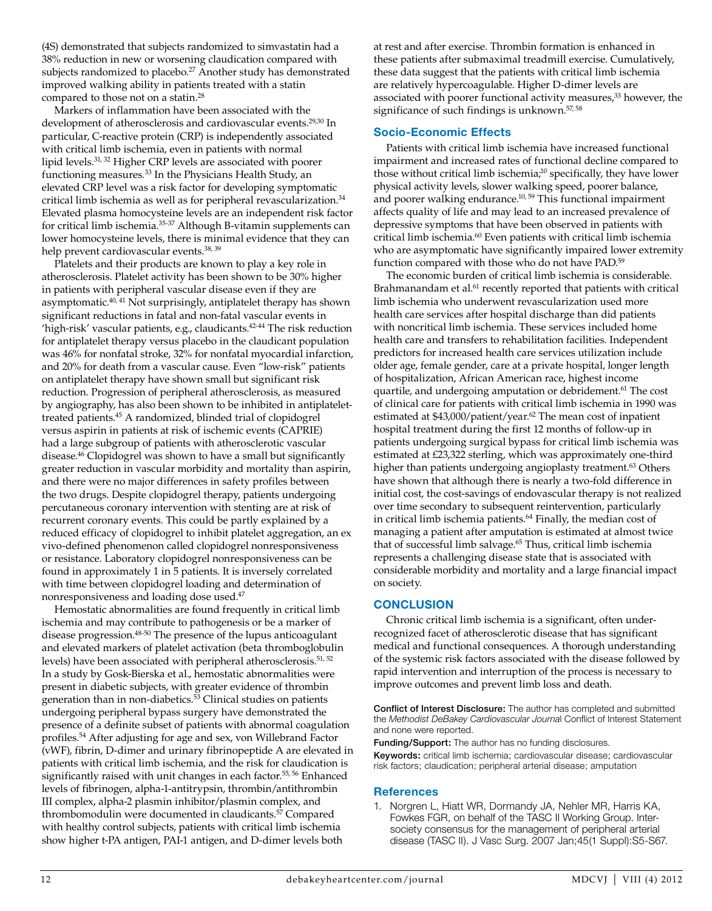(4S) demonstrated that subjects randomized to simvastatin had a 38% reduction in new or worsening claudication compared with subjects randomized to placebo.[27] Another study has demonstrated improved walking ability in patients treated with a statin compared to those not on a statin.[28]

Markers of inflammation have been associated with the development of atherosclerosis and cardiovascular events.[29,30] In particular, C-reactive protein (CRP) is independently associated with critical limb ischemia, even in patients with normal lipid levels.[31, 32] Higher CRP levels are associated with poorer functioning measures.[33] In the Physicians Health Study, an elevated CRP level was a risk factor for developing symptomatic critical limb ischemia as well as for peripheral revascularization.[34] Elevated plasma homocysteine levels are an independent risk factor for critical limb ischemia.[35-37] Although B-vitamin supplements can lower homocysteine levels, there is minimal evidence that they can help prevent cardiovascular events.[38, 39]

Platelets and their products are known to play a key role in atherosclerosis. Platelet activity has been shown to be 30% higher in patients with peripheral vascular disease even if they are asymptomatic.[40, 41] Not surprisingly, antiplatelet therapy has shown significant reductions in fatal and non-fatal vascular events in 'high-risk' vascular patients, e.g., claudicants.[42-44] The risk reduction for antiplatelet therapy versus placebo in the claudicant population was 46% for nonfatal stroke, 32% for nonfatal myocardial infarction, and 20% for death from a vascular cause. Even "low-risk" patients on antiplatelet therapy have shown small but significant risk reduction. Progression of peripheral atherosclerosis, as measured by angiography, has also been shown to be inhibited in antiplatelet-treated patients.[45] A randomized, blinded trial of clopidogrel versus aspirin in patients at risk of ischemic events (CAPRIE) had a large subgroup of patients with atherosclerotic vascular disease.[46] Clopidogrel was shown to have a small but significantly greater reduction in vascular morbidity and mortality than aspirin, and there were no major differences in safety profiles between the two drugs. Despite clopidogrel therapy, patients undergoing percutaneous coronary intervention with stenting are at risk of recurrent coronary events. This could be partly explained by a reduced efficacy of clopidogrel to inhibit platelet aggregation, an ex vivo-defined phenomenon called clopidogrel nonresponsiveness or resistance. Laboratory clopidogrel nonresponsiveness can be found in approximately 1 in 5 patients. It is inversely correlated with time between clopidogrel loading and determination of nonresponsiveness and loading dose used.[47]

Hemostatic abnormalities are found frequently in critical limb ischemia and may contribute to pathogenesis or be a marker of disease progression.[48-50] The presence of the lupus anticoagulant and elevated markers of platelet activation (beta thromboglobulin levels) have been associated with peripheral atherosclerosis.[51, 52] In a study by Gosk-Bierska et al., hemostatic abnormalities were present in diabetic subjects, with greater evidence of thrombin generation than in non-diabetics.[53] Clinical studies on patients undergoing peripheral bypass surgery have demonstrated the presence of a definite subset of patients with abnormal coagulation profiles.[54] After adjusting for age and sex, von Willebrand Factor (vWF), fibrin, D-dimer and urinary fibrinopeptide A are elevated in patients with critical limb ischemia, and the risk for claudication is significantly raised with unit changes in each factor.[55, 56] Enhanced levels of fibrinogen, alpha-1-antitrypsin, thrombin/antithrombin III complex, alpha-2 plasmin inhibitor/plasmin complex, and thrombomodulin were documented in claudicants.[57] Compared with healthy control subjects, patients with critical limb ischemia show higher t-PA antigen, PAI-1 antigen, and D-dimer levels both at rest and after exercise. Thrombin formation is enhanced in these patients after submaximal treadmill exercise. Cumulatively, these data suggest that the patients with critical limb ischemia are relatively hypercoagulable. Higher D-dimer levels are associated with poorer functional activity measures,[33] however, the significance of such findings is unknown.[57, 58]

## Socio-Economic Effects

Patients with critical limb ischemia have increased functional impairment and increased rates of functional decline compared to those without critical limb ischemia;[10] specifically, they have lower physical activity levels, slower walking speed, poorer balance, and poorer walking endurance.[10, 59] This functional impairment affects quality of life and may lead to an increased prevalence of depressive symptoms that have been observed in patients with critical limb ischemia.[60] Even patients with critical limb ischemia who are asymptomatic have significantly impaired lower extremity function compared with those who do not have PAD.[59]

The economic burden of critical limb ischemia is considerable. Brahmanandam et al.[61] recently reported that patients with critical limb ischemia who underwent revascularization used more health care services after hospital discharge than did patients with noncritical limb ischemia. These services included home health care and transfers to rehabilitation facilities. Independent predictors for increased health care services utilization include older age, female gender, care at a private hospital, longer length of hospitalization, African American race, highest income quartile, and undergoing amputation or debridement.[61] The cost of clinical care for patients with critical limb ischemia in 1990 was estimated at $43,000/patient/year.[62] The mean cost of inpatient hospital treatment during the first 12 months of follow-up in patients undergoing surgical bypass for critical limb ischemia was estimated at £23,322 sterling, which was approximately one-third higher than patients undergoing angioplasty treatment.[63] Others have shown that although there is nearly a two-fold difference in initial cost, the cost-savings of endovascular therapy is not realized over time secondary to subsequent reintervention, particularly in critical limb ischemia patients.[64] Finally, the median cost of managing a patient after amputation is estimated at almost twice that of successful limb salvage.[65] Thus, critical limb ischemia represents a challenging disease state that is associated with considerable morbidity and mortality and a large financial impact on society.

## CONCLUSION

Chronic critical limb ischemia is a significant, often under-recognized facet of atherosclerotic disease that has significant medical and functional consequences. A thorough understanding of the systemic risk factors associated with the disease followed by rapid intervention and interruption of the process is necessary to improve outcomes and prevent limb loss and death.

**Conflict of Interest Disclosure:** The author has completed and submitted the *Methodist DeBakey Cardiovascular Journal* Conflict of Interest Statement and none were reported.

**Funding/Support:** The author has no funding disclosures.

**Keywords:** critical limb ischemia; cardiovascular disease; cardiovascular risk factors; claudication; peripheral arterial disease; amputation

## References

1. Norgren L, Hiatt WR, Dormandy JA, Nehler MR, Harris KA, Fowkes FGR, on behalf of the TASC II Working Group. Inter-society consensus for the management of peripheral arterial disease (TASC II). J Vasc Surg. 2007 Jan;45(1 Suppl):S5-S67.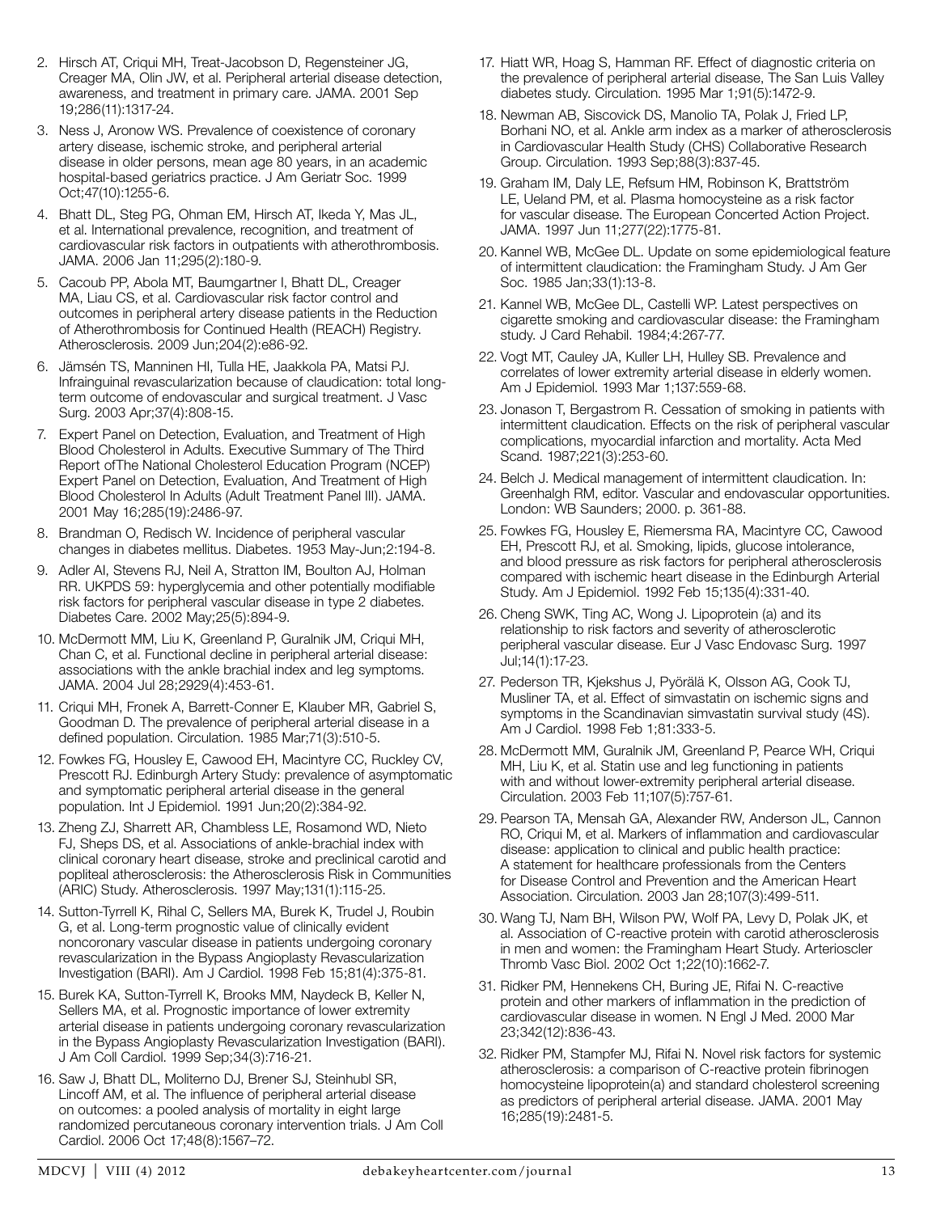2. Hirsch AT, Criqui MH, Treat-Jacobson D, Regensteiner JG, Creager MA, Olin JW, et al. Peripheral arterial disease detection, awareness, and treatment in primary care. JAMA. 2001 Sep 19;286(11):1317-24.
3. Ness J, Aronow WS. Prevalence of coexistence of coronary artery disease, ischemic stroke, and peripheral arterial disease in older persons, mean age 80 years, in an academic hospital-based geriatrics practice. J Am Geriatr Soc. 1999 Oct;47(10):1255-6.
4. Bhatt DL, Steg PG, Ohman EM, Hirsch AT, Ikeda Y, Mas JL, et al. International prevalence, recognition, and treatment of cardiovascular risk factors in outpatients with atherothrombosis. JAMA. 2006 Jan 11;295(2):180-9.
5. Cacoub PP, Abola MT, Baumgartner I, Bhatt DL, Creager MA, Liau CS, et al. Cardiovascular risk factor control and outcomes in peripheral artery disease patients in the Reduction of Atherothrombosis for Continued Health (REACH) Registry. Atherosclerosis. 2009 Jun;204(2):e86-92.
6. Jämsén TS, Manninen HI, Tulla HE, Jaakkola PA, Matsi PJ. Infrainguinal revascularization because of claudication: total long-term outcome of endovascular and surgical treatment. J Vasc Surg. 2003 Apr;37(4):808-15.
7. Expert Panel on Detection, Evaluation, and Treatment of High Blood Cholesterol in Adults. Executive Summary of The Third Report ofThe National Cholesterol Education Program (NCEP) Expert Panel on Detection, Evaluation, And Treatment of High Blood Cholesterol In Adults (Adult Treatment Panel III). JAMA. 2001 May 16;285(19):2486-97.
8. Brandman O, Redisch W. Incidence of peripheral vascular changes in diabetes mellitus. Diabetes. 1953 May-Jun;2:194-8.
9. Adler AI, Stevens RJ, Neil A, Stratton IM, Boulton AJ, Holman RR. UKPDS 59: hyperglycemia and other potentially modifiable risk factors for peripheral vascular disease in type 2 diabetes. Diabetes Care. 2002 May;25(5):894-9.
10. McDermott MM, Liu K, Greenland P, Guralnik JM, Criqui MH, Chan C, et al. Functional decline in peripheral arterial disease: associations with the ankle brachial index and leg symptoms. JAMA. 2004 Jul 28;2929(4):453-61.
11. Criqui MH, Fronek A, Barrett-Conner E, Klauber MR, Gabriel S, Goodman D. The prevalence of peripheral arterial disease in a defined population. Circulation. 1985 Mar;71(3):510-5.
12. Fowkes FG, Housley E, Cawood EH, Macintyre CC, Ruckley CV, Prescott RJ. Edinburgh Artery Study: prevalence of asymptomatic and symptomatic peripheral arterial disease in the general population. Int J Epidemiol. 1991 Jun;20(2):384-92.
13. Zheng ZJ, Sharrett AR, Chambless LE, Rosamond WD, Nieto FJ, Sheps DS, et al. Associations of ankle-brachial index with clinical coronary heart disease, stroke and preclinical carotid and popliteal atherosclerosis: the Atherosclerosis Risk in Communities (ARIC) Study. Atherosclerosis. 1997 May;131(1):115-25.
14. Sutton-Tyrrell K, Rihal C, Sellers MA, Burek K, Trudel J, Roubin G, et al. Long-term prognostic value of clinically evident noncoronary vascular disease in patients undergoing coronary revascularization in the Bypass Angioplasty Revascularization Investigation (BARI). Am J Cardiol. 1998 Feb 15;81(4):375-81.
15. Burek KA, Sutton-Tyrrell K, Brooks MM, Naydeck B, Keller N, Sellers MA, et al. Prognostic importance of lower extremity arterial disease in patients undergoing coronary revascularization in the Bypass Angioplasty Revascularization Investigation (BARI). J Am Coll Cardiol. 1999 Sep;34(3):716-21.
16. Saw J, Bhatt DL, Moliterno DJ, Brener SJ, Steinhubl SR, Lincoff AM, et al. The influence of peripheral arterial disease on outcomes: a pooled analysis of mortality in eight large randomized percutaneous coronary intervention trials. J Am Coll Cardiol. 2006 Oct 17;48(8):1567–72.
17. Hiatt WR, Hoag S, Hamman RF. Effect of diagnostic criteria on the prevalence of peripheral arterial disease, The San Luis Valley diabetes study. Circulation. 1995 Mar 1;91(5):1472-9.
18. Newman AB, Siscovick DS, Manolio TA, Polak J, Fried LP, Borhani NO, et al. Ankle arm index as a marker of atherosclerosis in Cardiovascular Health Study (CHS) Collaborative Research Group. Circulation. 1993 Sep;88(3):837-45.
19. Graham IM, Daly LE, Refsum HM, Robinson K, Brattström LE, Ueland PM, et al. Plasma homocysteine as a risk factor for vascular disease. The European Concerted Action Project. JAMA. 1997 Jun 11;277(22):1775-81.
20. Kannel WB, McGee DL. Update on some epidemiological feature of intermittent claudication: the Framingham Study. J Am Ger Soc. 1985 Jan;33(1):13-8.
21. Kannel WB, McGee DL, Castelli WP. Latest perspectives on cigarette smoking and cardiovascular disease: the Framingham study. J Card Rehabil. 1984;4:267-77.
22. Vogt MT, Cauley JA, Kuller LH, Hulley SB. Prevalence and correlates of lower extremity arterial disease in elderly women. Am J Epidemiol. 1993 Mar 1;137:559-68.
23. Jonason T, Bergastrom R. Cessation of smoking in patients with intermittent claudication. Effects on the risk of peripheral vascular complications, myocardial infarction and mortality. Acta Med Scand. 1987;221(3):253-60.
24. Belch J. Medical management of intermittent claudication. In: Greenhalgh RM, editor. Vascular and endovascular opportunities. London: WB Saunders; 2000. p. 361-88.
25. Fowkes FG, Housley E, Riemersma RA, Macintyre CC, Cawood EH, Prescott RJ, et al. Smoking, lipids, glucose intolerance, and blood pressure as risk factors for peripheral atherosclerosis compared with ischemic heart disease in the Edinburgh Arterial Study. Am J Epidemiol. 1992 Feb 15;135(4):331-40.
26. Cheng SWK, Ting AC, Wong J. Lipoprotein (a) and its relationship to risk factors and severity of atherosclerotic peripheral vascular disease. Eur J Vasc Endovasc Surg. 1997 Jul;14(1):17-23.
27. Pederson TR, Kjekshus J, Pyörälä K, Olsson AG, Cook TJ, Musliner TA, et al. Effect of simvastatin on ischemic signs and symptoms in the Scandinavian simvastatin survival study (4S). Am J Cardiol. 1998 Feb 1;81:333-5.
28. McDermott MM, Guralnik JM, Greenland P, Pearce WH, Criqui MH, Liu K, et al. Statin use and leg functioning in patients with and without lower-extremity peripheral arterial disease. Circulation. 2003 Feb 11;107(5):757-61.
29. Pearson TA, Mensah GA, Alexander RW, Anderson JL, Cannon RO, Criqui M, et al. Markers of inflammation and cardiovascular disease: application to clinical and public health practice: A statement for healthcare professionals from the Centers for Disease Control and Prevention and the American Heart Association. Circulation. 2003 Jan 28;107(3):499-511.
30. Wang TJ, Nam BH, Wilson PW, Wolf PA, Levy D, Polak JK, et al. Association of C-reactive protein with carotid atherosclerosis in men and women: the Framingham Heart Study. Arterioscler Thromb Vasc Biol. 2002 Oct 1;22(10):1662-7.
31. Ridker PM, Hennekens CH, Buring JE, Rifai N. C-reactive protein and other markers of inflammation in the prediction of cardiovascular disease in women. N Engl J Med. 2000 Mar 23;342(12):836-43.
32. Ridker PM, Stampfer MJ, Rifai N. Novel risk factors for systemic atherosclerosis: a comparison of C-reactive protein fibrinogen homocysteine lipoprotein(a) and standard cholesterol screening as predictors of peripheral arterial disease. JAMA. 2001 May 16;285(19):2481-5.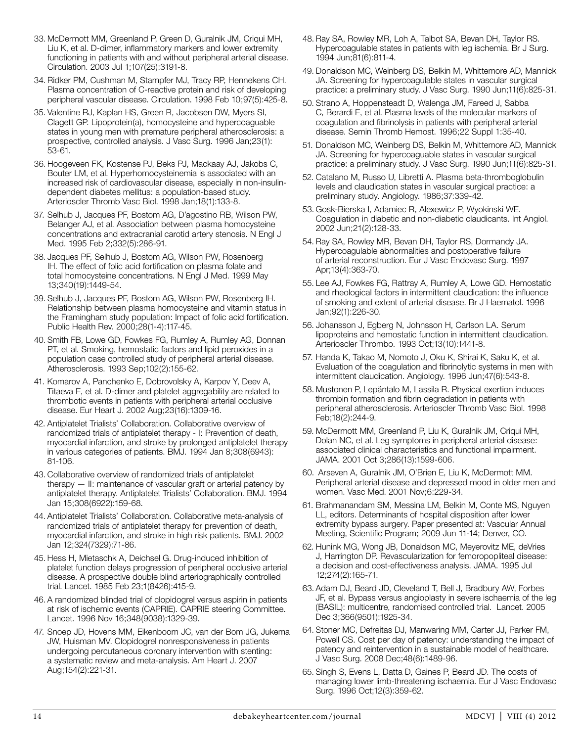33. McDermott MM, Greenland P, Green D, Guralnik JM, Criqui MH, Liu K, et al. D-dimer, inflammatory markers and lower extremity functioning in patients with and without peripheral arterial disease. Circulation. 2003 Jul 1;107(25):3191-8.

34. Ridker PM, Cushman M, Stampfer MJ, Tracy RP, Hennekens CH. Plasma concentration of C-reactive protein and risk of developing peripheral vascular disease. Circulation. 1998 Feb 10;97(5):425-8.

35. Valentine RJ, Kaplan HS, Green R, Jacobsen DW, Myers SI, Clagett GP. Lipoprotein(a), homocysteine and hypercoaguable states in young men with premature peripheral atherosclerosis: a prospective, controlled analysis. J Vasc Surg. 1996 Jan;23(1): 53-61.

36. Hoogeveen FK, Kostense PJ, Beks PJ, Mackaay AJ, Jakobs C, Bouter LM, et al. Hyperhomocysteinemia is associated with an increased risk of cardiovascular disease, especially in non-insulin-dependent diabetes mellitus: a population-based study. Arterioscler Thromb Vasc Biol. 1998 Jan;18(1):133-8.

37. Selhub J, Jacques PF, Bostom AG, D'agostino RB, Wilson PW, Belanger AJ, et al. Association between plasma homocysteine concentrations and extracranial carotid artery stenosis. N Engl J Med. 1995 Feb 2;332(5):286-91.

38. Jacques PF, Selhub J, Bostom AG, Wilson PW, Rosenberg IH. The effect of folic acid fortification on plasma folate and total homocysteine concentrations. N Engl J Med. 1999 May 13;340(19):1449-54.

39. Selhub J, Jacques PF, Bostom AG, Wilson PW, Rosenberg IH. Relationship between plasma homocysteine and vitamin status in the Framingham study population: Impact of folic acid fortification. Public Health Rev. 2000;28(1-4):117-45.

40. Smith FB, Lowe GD, Fowkes FG, Rumley A, Rumley AG, Donnan PT, et al. Smoking, hemostatic factors and lipid peroxides in a population case controlled study of peripheral arterial disease. Atherosclerosis. 1993 Sep;102(2):155-62.

41. Komarov A, Panchenko E, Dobrovolsky A, Karpov Y, Deev A, Titaeva E, et al. D-dimer and platelet aggregability are related to thrombotic events in patients with peripheral arterial occlusive disease. Eur Heart J. 2002 Aug;23(16):1309-16.

42. Antiplatelet Trialists' Collaboration. Collaborative overview of randomized trials of antiplatelet therapy - I: Prevention of death, myocardial infarction, and stroke by prolonged antiplatelet therapy in various categories of patients. BMJ. 1994 Jan 8;308(6943): 81-106.

43. Collaborative overview of randomized trials of antiplatelet therapy — II: maintenance of vascular graft or arterial patency by antiplatelet therapy. Antiplatelet Trialists' Collaboration. BMJ. 1994 Jan 15;308(6922):159-68.

44. Antiplatelet Trialists' Collaboration. Collaborative meta-analysis of randomized trials of antiplatelet therapy for prevention of death, myocardial infarction, and stroke in high risk patients. BMJ. 2002 Jan 12;324(7329):71-86.

45. Hess H, Mietaschk A, Deichsel G. Drug-induced inhibition of platelet function delays progression of peripheral occlusive arterial disease. A prospective double blind arteriographically controlled trial. Lancet. 1985 Feb 23;1(8426):415-9.

46. A randomized blinded trial of clopidogrel versus aspirin in patients at risk of ischemic events (CAPRIE). CAPRIE steering Committee. Lancet. 1996 Nov 16;348(9038):1329-39.

47. Snoep JD, Hovens MM, Eikenboom JC, van der Bom JG, Jukema JW, Huisman MV. Clopidogrel nonresponsiveness in patients undergoing percutaneous coronary intervention with stenting: a systematic review and meta-analysis. Am Heart J. 2007 Aug;154(2):221-31.

48. Ray SA, Rowley MR, Loh A, Talbot SA, Bevan DH, Taylor RS. Hypercoagulable states in patients with leg ischemia. Br J Surg. 1994 Jun;81(6):811-4.

49. Donaldson MC, Weinberg DS, Belkin M, Whittemore AD, Mannick JA. Screening for hypercoagulable states in vascular surgical practice: a preliminary study. J Vasc Surg. 1990 Jun;11(6):825-31.

50. Strano A, Hoppensteadt D, Walenga JM, Fareed J, Sabba C, Berardi E, et al. Plasma levels of the molecular markers of coagulation and fibrinolysis in patients with peripheral arterial disease. Semin Thromb Hemost. 1996;22 Suppl 1:35-40.

51. Donaldson MC, Weinberg DS, Belkin M, Whittemore AD, Mannick JA. Screening for hypercoagulable states in vascular surgical practice: a preliminary study. J Vasc Surg. 1990 Jun;11(6):825-31.

52. Catalano M, Russo U, Libretti A. Plasma beta-thromboglobulin levels and claudication states in vascular surgical practice: a preliminary study. Angiology. 1986;37:339-42.

53. Gosk-Bierska I, Adamiec R, Alexewicz P, Wyokinski WE. Coagulation in diabetic and non-diabetic claudicants. Int Angiol. 2002 Jun;21(2):128-33.

54. Ray SA, Rowley MR, Bevan DH, Taylor RS, Dormandy JA. Hypercoagulable abnormalities and postoperative failure of arterial reconstruction. Eur J Vasc Endovasc Surg. 1997 Apr;13(4):363-70.

55. Lee AJ, Fowkes FG, Rattray A, Rumley A, Lowe GD. Hemostatic and rheological factors in intermittent claudication: the influence of smoking and extent of arterial disease. Br J Haematol. 1996 Jan;92(1):226-30.

56. Johansson J, Egberg N, Johnsson H, Carlson LA. Serum lipoproteins and hemostatic function in intermittent claudication. Arterioscler Thrombo. 1993 Oct;13(10):1441-8.

57. Handa K, Takao M, Nomoto J, Oku K, Shirai K, Saku K, et al. Evaluation of the coagulation and fibrinolytic systems in men with intermittent claudication. Angiology. 1996 Jun;47(6):543-8.

58. Mustonen P, Lepäntalo M, Lassila R. Physical exertion induces thrombin formation and fibrin degradation in patients with peripheral atherosclerosis. Arterioscler Thromb Vasc Biol. 1998 Feb;18(2):244-9.

59. McDermott MM, Greenland P, Liu K, Guralnik JM, Criqui MH, Dolan NC, et al. Leg symptoms in peripheral arterial disease: associated clinical characteristics and functional impairment. JAMA. 2001 Oct 3;286(13):1599-606.

60. Arseven A, Guralnik JM, O'Brien E, Liu K, McDermott MM. Peripheral arterial disease and depressed mood in older men and women. Vasc Med. 2001 Nov;6:229-34.

61. Brahmanandam SM, Messina LM, Belkin M, Conte MS, Nguyen LL, editors. Determinants of hospital disposition after lower extremity bypass surgery. Paper presented at: Vascular Annual Meeting, Scientific Program; 2009 Jun 11-14; Denver, CO.

62. Hunink MG, Wong JB, Donaldson MC, Meyerovitz ME, deVries J, Harrington DP. Revascularization for femoropopliteal disease: a decision and cost-effectiveness analysis. JAMA. 1995 Jul 12;274(2):165-71.

63. Adam DJ, Beard JD, Cleveland T, Bell J, Bradbury AW, Forbes JF, et al. Bypass versus angioplasty in severe ischaemia of the leg (BASIL): multicentre, randomised controlled trial. Lancet. 2005 Dec 3;366(9501):1925-34.

64. Stoner MC, Defreitas DJ, Manwaring MM, Carter JJ, Parker FM, Powell CS. Cost per day of patency: understanding the impact of patency and reintervention in a sustainable model of healthcare. J Vasc Surg. 2008 Dec;48(6):1489-96.

65. Singh S, Evens L, Datta D, Gaines P, Beard JD. The costs of managing lower limb-threatening ischaemia. Eur J Vasc Endovasc Surg. 1996 Oct;12(3):359-62.